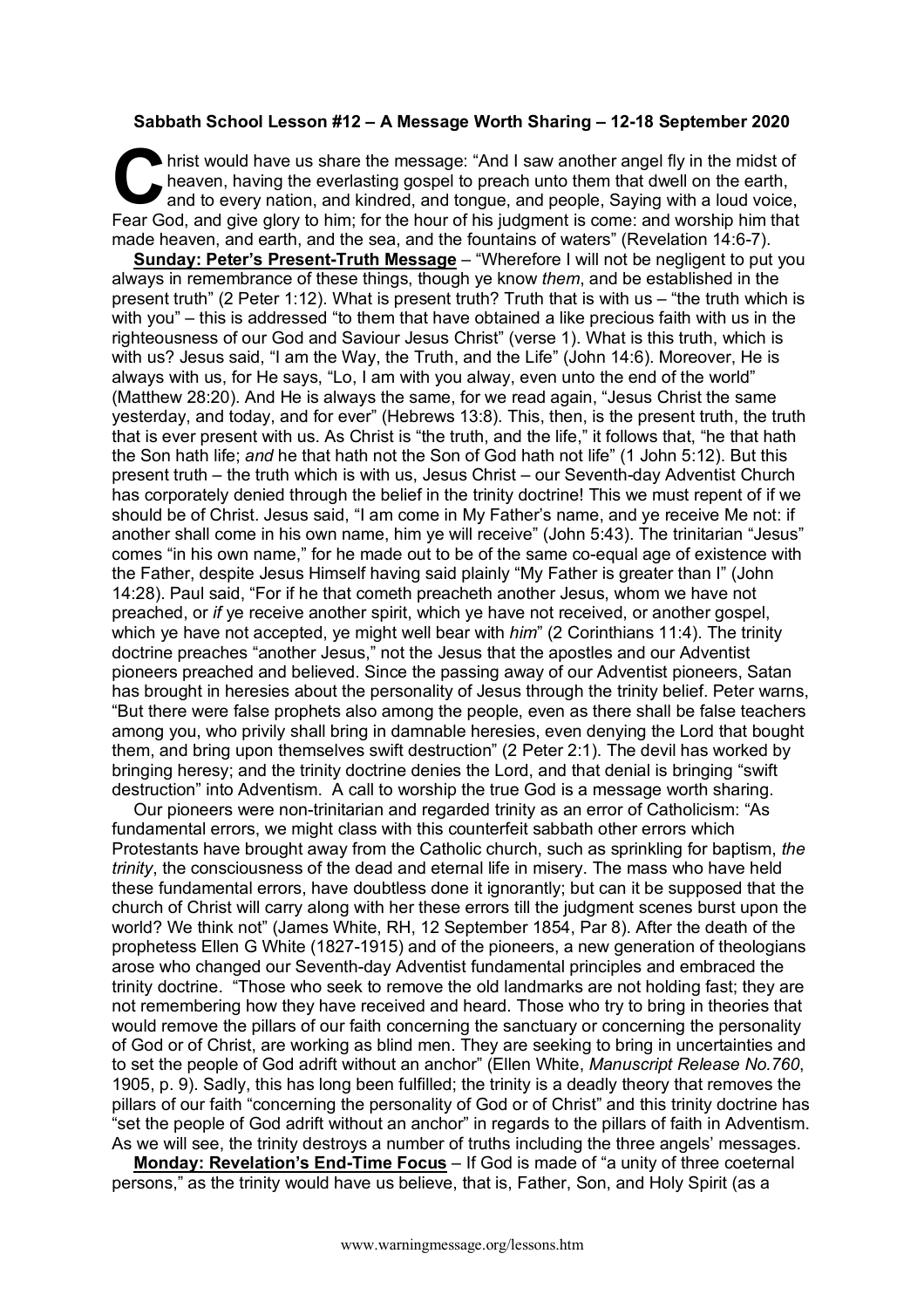**Sabbath School Lesson #12 – A Message Worth Sharing – 12-18 September 2020**

Christ would have us share the message: "And I saw another angel fly in the midst of heaven, having the everlasting gospel to preach unto them that dwell on the earth, and to every nation, and kindred, and tongue, and people, Saying with a loud voice, Fear God, and give glory to him; for the hour of his judgment is come: and worship him that made heaven, and earth, and the sea, and the fountains of waters" (Revelation 14:6-7).

**Sunday: Peter's Present-Truth Message** – "Wherefore I will not be negligent to put you always in remembrance of these things, though ye know *them*, and be established in the present truth" (2 Peter 1:12). What is present truth? Truth that is with us – "the truth which is with you" – this is addressed "to them that have obtained a like precious faith with us in the righteousness of our God and Saviour Jesus Christ" (verse 1). What is this truth, which is with us? Jesus said, "I am the Way, the Truth, and the Life" (John 14:6). Moreover, He is always with us, for He says, "Lo, I am with you alway, even unto the end of the world" (Matthew 28:20). And He is always the same, for we read again, "Jesus Christ the same yesterday, and today, and for ever" (Hebrews 13:8). This, then, is the present truth, the truth that is ever present with us. As Christ is "the truth, and the life," it follows that, "he that hath the Son hath life; *and* he that hath not the Son of God hath not life" (1 John 5:12). But this present truth – the truth which is with us, Jesus Christ – our Seventh-day Adventist Church has corporately denied through the belief in the trinity doctrine! This we must repent of if we should be of Christ. Jesus said, "I am come in My Father's name, and ye receive Me not: if another shall come in his own name, him ye will receive" (John 5:43). The trinitarian "Jesus" comes "in his own name," for he made out to be of the same co-equal age of existence with the Father, despite Jesus Himself having said plainly "My Father is greater than I" (John 14:28). Paul said, "For if he that cometh preacheth another Jesus, whom we have not preached, or *if* ye receive another spirit, which ye have not received, or another gospel, which ye have not accepted, ye might well bear with *him*" (2 Corinthians 11:4). The trinity doctrine preaches "another Jesus," not the Jesus that the apostles and our Adventist pioneers preached and believed. Since the passing away of our Adventist pioneers, Satan has brought in heresies about the personality of Jesus through the trinity belief. Peter warns, "But there were false prophets also among the people, even as there shall be false teachers among you, who privily shall bring in damnable heresies, even denying the Lord that bought them, and bring upon themselves swift destruction" (2 Peter 2:1). The devil has worked by bringing heresy; and the trinity doctrine denies the Lord, and that denial is bringing "swift destruction" into Adventism. A call to worship the true God is a message worth sharing.

Our pioneers were non-trinitarian and regarded trinity as an error of Catholicism: "As fundamental errors, we might class with this counterfeit sabbath other errors which Protestants have brought away from the Catholic church, such as sprinkling for baptism, *the trinity*, the consciousness of the dead and eternal life in misery. The mass who have held these fundamental errors, have doubtless done it ignorantly; but can it be supposed that the church of Christ will carry along with her these errors till the judgment scenes burst upon the world? We think not" (James White, RH, 12 September 1854, Par 8). After the death of the prophetess Ellen G White (1827-1915) and of the pioneers, a new generation of theologians arose who changed our Seventh-day Adventist fundamental principles and embraced the trinity doctrine. "Those who seek to remove the old landmarks are not holding fast; they are not remembering how they have received and heard. Those who try to bring in theories that would remove the pillars of our faith concerning the sanctuary or concerning the personality of God or of Christ, are working as blind men. They are seeking to bring in uncertainties and to set the people of God adrift without an anchor" (Ellen White, *Manuscript Release No.760*, 1905, p. 9). Sadly, this has long been fulfilled; the trinity is a deadly theory that removes the pillars of our faith "concerning the personality of God or of Christ" and this trinity doctrine has "set the people of God adrift without an anchor" in regards to the pillars of faith in Adventism. As we will see, the trinity destroys a number of truths including the three angels' messages.

**Monday: Revelation's End-Time Focus** – If God is made of "a unity of three coeternal persons," as the trinity would have us believe, that is, Father, Son, and Holy Spirit (as a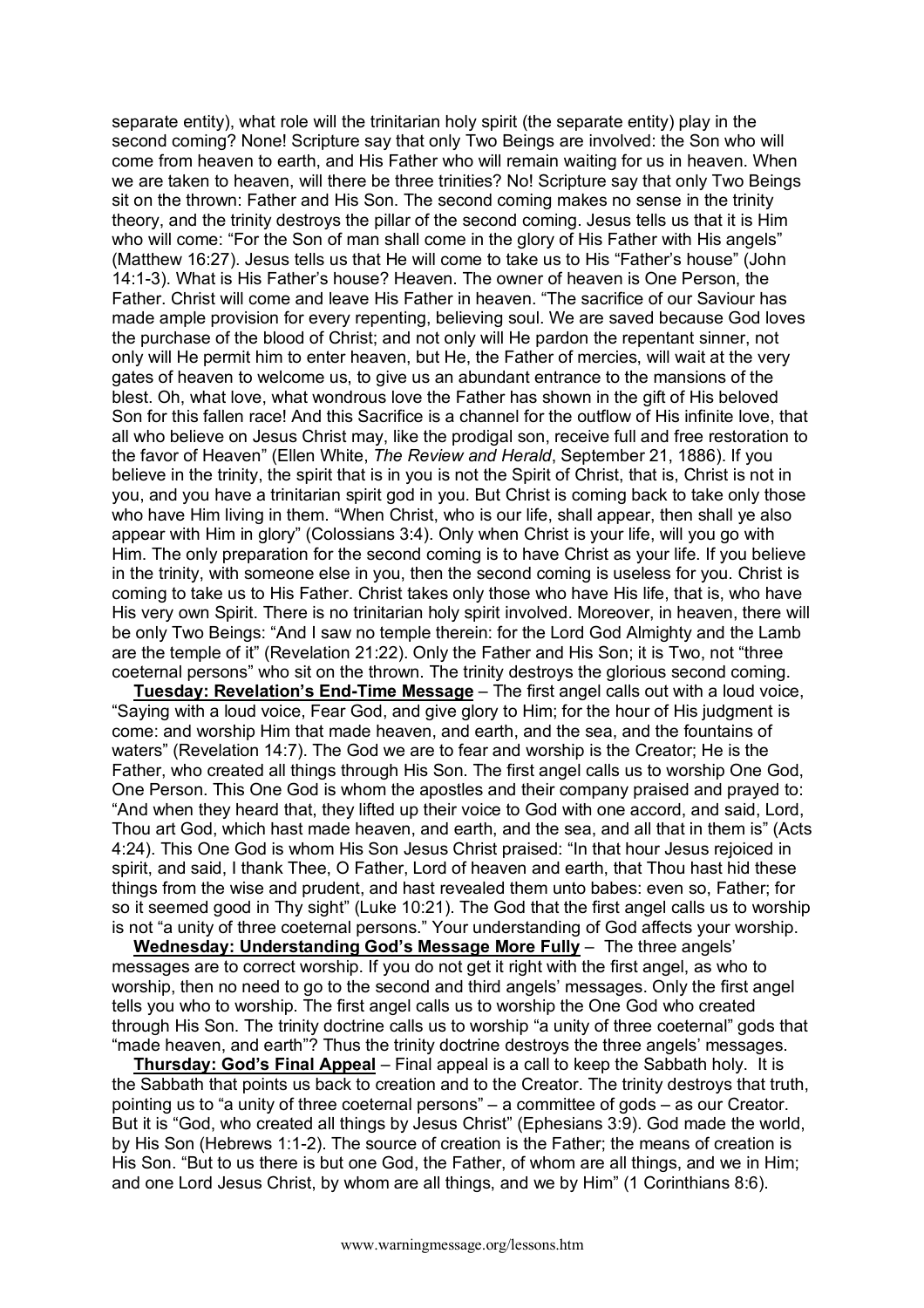separate entity), what role will the trinitarian holy spirit (the separate entity) play in the second coming? None! Scripture say that only Two Beings are involved: the Son who will come from heaven to earth, and His Father who will remain waiting for us in heaven. When we are taken to heaven, will there be three trinities? No! Scripture say that only Two Beings sit on the thrown: Father and His Son. The second coming makes no sense in the trinity theory, and the trinity destroys the pillar of the second coming. Jesus tells us that it is Him who will come: "For the Son of man shall come in the glory of His Father with His angels" (Matthew 16:27). Jesus tells us that He will come to take us to His "Father's house" (John 14:1-3). What is His Father's house? Heaven. The owner of heaven is One Person, the Father. Christ will come and leave His Father in heaven. "The sacrifice of our Saviour has made ample provision for every repenting, believing soul. We are saved because God loves the purchase of the blood of Christ; and not only will He pardon the repentant sinner, not only will He permit him to enter heaven, but He, the Father of mercies, will wait at the very gates of heaven to welcome us, to give us an abundant entrance to the mansions of the blest. Oh, what love, what wondrous love the Father has shown in the gift of His beloved Son for this fallen race! And this Sacrifice is a channel for the outflow of His infinite love, that all who believe on Jesus Christ may, like the prodigal son, receive full and free restoration to the favor of Heaven" (Ellen White, *The Review and Herald*, September 21, 1886). If you believe in the trinity, the spirit that is in you is not the Spirit of Christ, that is, Christ is not in you, and you have a trinitarian spirit god in you. But Christ is coming back to take only those who have Him living in them. "When Christ, who is our life, shall appear, then shall ye also appear with Him in glory" (Colossians 3:4). Only when Christ is your life, will you go with Him. The only preparation for the second coming is to have Christ as your life. If you believe in the trinity, with someone else in you, then the second coming is useless for you. Christ is coming to take us to His Father. Christ takes only those who have His life, that is, who have His very own Spirit. There is no trinitarian holy spirit involved. Moreover, in heaven, there will be only Two Beings: "And I saw no temple therein: for the Lord God Almighty and the Lamb are the temple of it" (Revelation 21:22). Only the Father and His Son; it is Two, not "three coeternal persons" who sit on the thrown. The trinity destroys the glorious second coming.

**Tuesday: Revelation's End-Time Message** – The first angel calls out with a loud voice, "Saying with a loud voice, Fear God, and give glory to Him; for the hour of His judgment is come: and worship Him that made heaven, and earth, and the sea, and the fountains of waters" (Revelation 14:7). The God we are to fear and worship is the Creator; He is the Father, who created all things through His Son. The first angel calls us to worship One God, One Person. This One God is whom the apostles and their company praised and prayed to: "And when they heard that, they lifted up their voice to God with one accord, and said, Lord, Thou art God, which hast made heaven, and earth, and the sea, and all that in them is" (Acts 4:24). This One God is whom His Son Jesus Christ praised: "In that hour Jesus rejoiced in spirit, and said, I thank Thee, O Father, Lord of heaven and earth, that Thou hast hid these things from the wise and prudent, and hast revealed them unto babes: even so, Father; for so it seemed good in Thy sight" (Luke 10:21). The God that the first angel calls us to worship is not "a unity of three coeternal persons." Your understanding of God affects your worship.

**Wednesday: Understanding God's Message More Fully** – The three angels' messages are to correct worship. If you do not get it right with the first angel, as who to worship, then no need to go to the second and third angels' messages. Only the first angel tells you who to worship. The first angel calls us to worship the One God who created through His Son. The trinity doctrine calls us to worship "a unity of three coeternal" gods that "made heaven, and earth"? Thus the trinity doctrine destroys the three angels' messages.

**Thursday: God's Final Appeal** – Final appeal is a call to keep the Sabbath holy. It is the Sabbath that points us back to creation and to the Creator. The trinity destroys that truth, pointing us to "a unity of three coeternal persons" – a committee of gods – as our Creator. But it is "God, who created all things by Jesus Christ" (Ephesians 3:9). God made the world, by His Son (Hebrews 1:1-2). The source of creation is the Father; the means of creation is His Son. "But to us there is but one God, the Father, of whom are all things, and we in Him; and one Lord Jesus Christ, by whom are all things, and we by Him" (1 Corinthians 8:6).